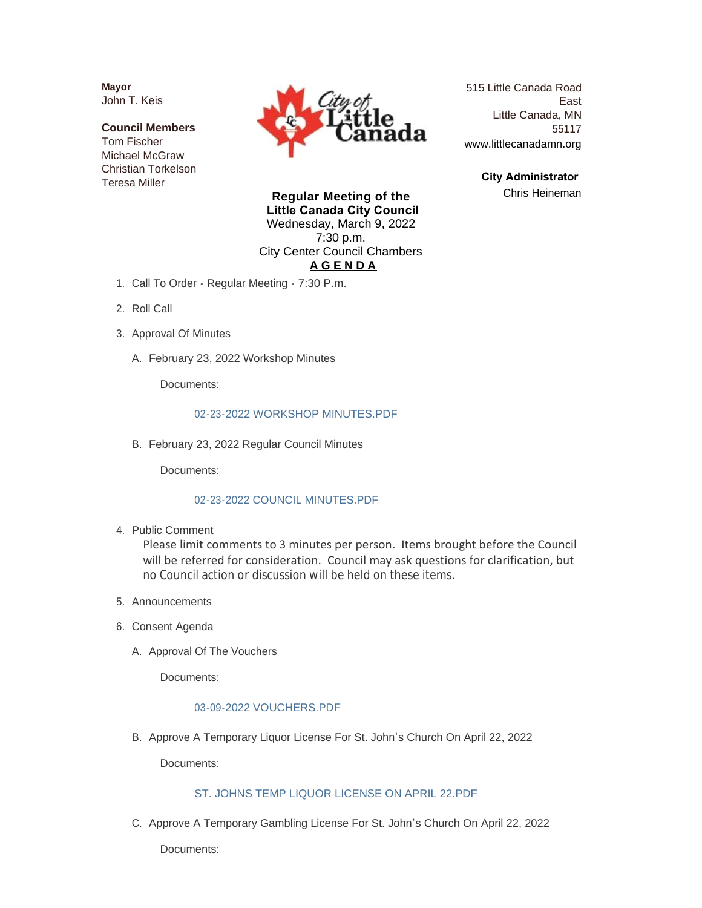**Mayor**
John T. Keis

**Council Members**
Tom Fischer
Michael McGraw
Christian Torkelson
Teresa Miller

515 Little Canada Road East
Little Canada, MN 55117
www.littlecanadamn.org

**City Administrator**
Chris Heineman

**Regular Meeting of the Little Canada City Council**
Wednesday, March 9, 2022
7:30 p.m.
City Center Council Chambers

**AGENDA**

1. Call To Order - Regular Meeting - 7:30 P.m.
2. Roll Call
3. Approval Of Minutes
   A. February 23, 2022 Workshop Minutes

      Documents:

      02-23-2022 WORKSHOP MINUTES.PDF

   B. February 23, 2022 Regular Council Minutes

      Documents:

      02-23-2022 COUNCIL MINUTES.PDF

4. Public Comment
   Please limit comments to 3 minutes per person. Items brought before the Council will be referred for consideration. Council may ask questions for clarification, but no Council action or discussion will be held on these items.
5. Announcements
6. Consent Agenda
   A. Approval Of The Vouchers

      Documents:

      03-09-2022 VOUCHERS.PDF

   B. Approve A Temporary Liquor License For St. John's Church On April 22, 2022

      Documents:

      ST. JOHNS TEMP LIQUOR LICENSE ON APRIL 22.PDF

   C. Approve A Temporary Gambling License For St. John's Church On April 22, 2022

      Documents: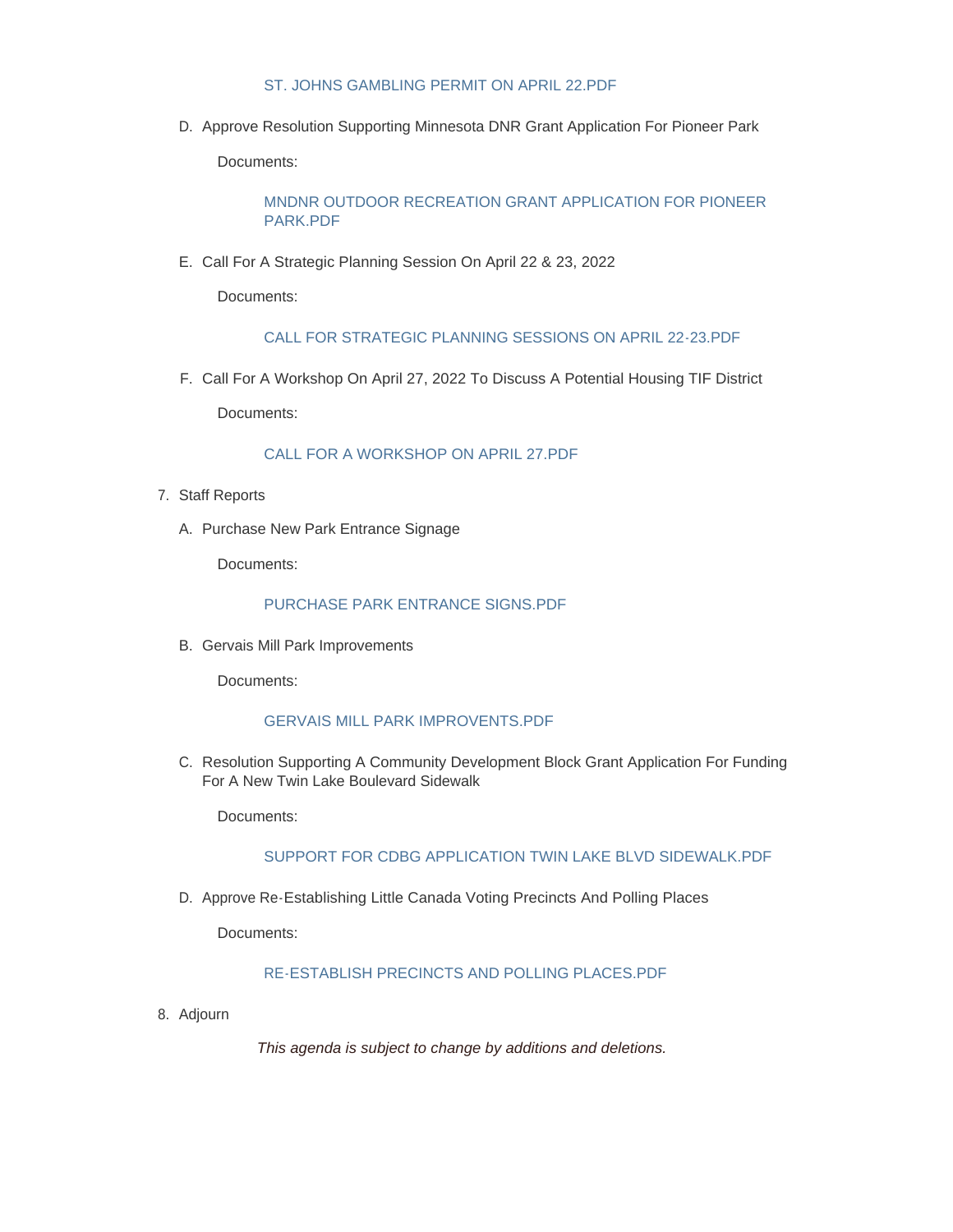ST. JOHNS GAMBLING PERMIT ON APRIL 22.PDF

D. Approve Resolution Supporting Minnesota DNR Grant Application For Pioneer Park

   Documents:

   MNDNR OUTDOOR RECREATION GRANT APPLICATION FOR PIONEER PARK.PDF

E. Call For A Strategic Planning Session On April 22 & 23, 2022

   Documents:

   CALL FOR STRATEGIC PLANNING SESSIONS ON APRIL 22-23.PDF

F. Call For A Workshop On April 27, 2022 To Discuss A Potential Housing TIF District

   Documents:

   CALL FOR A WORKSHOP ON APRIL 27.PDF

7. Staff Reports

   A. Purchase New Park Entrance Signage

      Documents:

      PURCHASE PARK ENTRANCE SIGNS.PDF

   B. Gervais Mill Park Improvements

      Documents:

      GERVAIS MILL PARK IMPROVENTS.PDF

   C. Resolution Supporting A Community Development Block Grant Application For Funding For A New Twin Lake Boulevard Sidewalk

      Documents:

      SUPPORT FOR CDBG APPLICATION TWIN LAKE BLVD SIDEWALK.PDF

   D. Approve Re-Establishing Little Canada Voting Precincts And Polling Places

      Documents:

      RE-ESTABLISH PRECINCTS AND POLLING PLACES.PDF

8. Adjourn

*This agenda is subject to change by additions and deletions.*